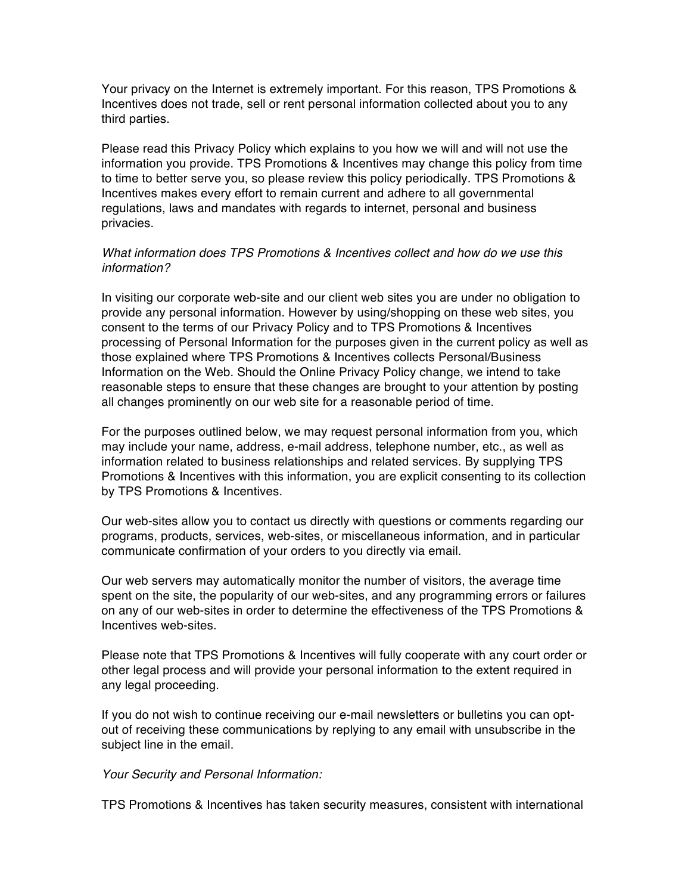Your privacy on the Internet is extremely important. For this reason, TPS Promotions & Incentives does not trade, sell or rent personal information collected about you to any third parties.

Please read this Privacy Policy which explains to you how we will and will not use the information you provide. TPS Promotions & Incentives may change this policy from time to time to better serve you, so please review this policy periodically. TPS Promotions & Incentives makes every effort to remain current and adhere to all governmental regulations, laws and mandates with regards to internet, personal and business privacies.

*What information does TPS Promotions & Incentives collect and how do we use this information?*

In visiting our corporate web-site and our client web sites you are under no obligation to provide any personal information. However by using/shopping on these web sites, you consent to the terms of our Privacy Policy and to TPS Promotions & Incentives processing of Personal Information for the purposes given in the current policy as well as those explained where TPS Promotions & Incentives collects Personal/Business Information on the Web. Should the Online Privacy Policy change, we intend to take reasonable steps to ensure that these changes are brought to your attention by posting all changes prominently on our web site for a reasonable period of time.

For the purposes outlined below, we may request personal information from you, which may include your name, address, e-mail address, telephone number, etc., as well as information related to business relationships and related services. By supplying TPS Promotions & Incentives with this information, you are explicit consenting to its collection by TPS Promotions & Incentives.

Our web-sites allow you to contact us directly with questions or comments regarding our programs, products, services, web-sites, or miscellaneous information, and in particular communicate confirmation of your orders to you directly via email.

Our web servers may automatically monitor the number of visitors, the average time spent on the site, the popularity of our web-sites, and any programming errors or failures on any of our web-sites in order to determine the effectiveness of the TPS Promotions & Incentives web-sites.

Please note that TPS Promotions & Incentives will fully cooperate with any court order or other legal process and will provide your personal information to the extent required in any legal proceeding.

If you do not wish to continue receiving our e-mail newsletters or bulletins you can opt-out of receiving these communications by replying to any email with unsubscribe in the subject line in the email.

*Your Security and Personal Information:*

TPS Promotions & Incentives has taken security measures, consistent with international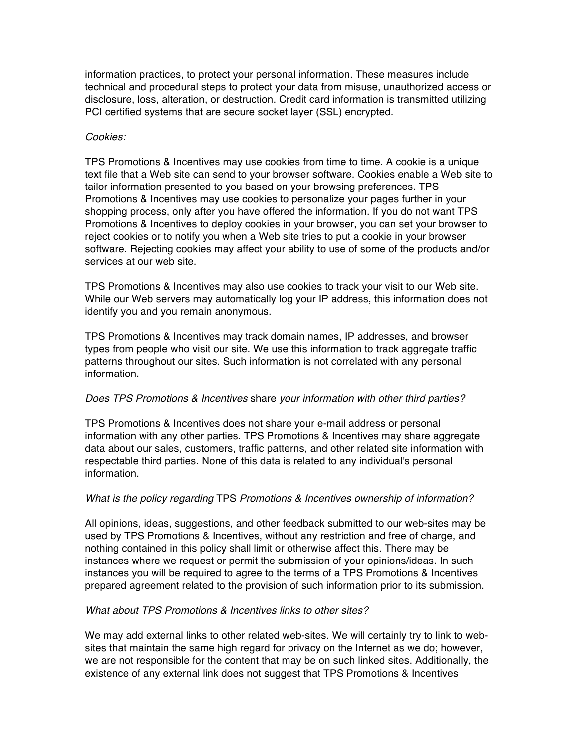information practices, to protect your personal information. These measures include technical and procedural steps to protect your data from misuse, unauthorized access or disclosure, loss, alteration, or destruction. Credit card information is transmitted utilizing PCI certified systems that are secure socket layer (SSL) encrypted.

*Cookies:*

TPS Promotions & Incentives may use cookies from time to time. A cookie is a unique text file that a Web site can send to your browser software. Cookies enable a Web site to tailor information presented to you based on your browsing preferences. TPS Promotions & Incentives may use cookies to personalize your pages further in your shopping process, only after you have offered the information. If you do not want TPS Promotions & Incentives to deploy cookies in your browser, you can set your browser to reject cookies or to notify you when a Web site tries to put a cookie in your browser software. Rejecting cookies may affect your ability to use of some of the products and/or services at our web site.

TPS Promotions & Incentives may also use cookies to track your visit to our Web site. While our Web servers may automatically log your IP address, this information does not identify you and you remain anonymous.

TPS Promotions & Incentives may track domain names, IP addresses, and browser types from people who visit our site. We use this information to track aggregate traffic patterns throughout our sites. Such information is not correlated with any personal information.

*Does TPS Promotions & Incentives* share *your information with other third parties?*

TPS Promotions & Incentives does not share your e-mail address or personal information with any other parties. TPS Promotions & Incentives may share aggregate data about our sales, customers, traffic patterns, and other related site information with respectable third parties. None of this data is related to any individual's personal information.

*What is the policy regarding* TPS *Promotions & Incentives ownership of information?*

All opinions, ideas, suggestions, and other feedback submitted to our web-sites may be used by TPS Promotions & Incentives, without any restriction and free of charge, and nothing contained in this policy shall limit or otherwise affect this. There may be instances where we request or permit the submission of your opinions/ideas. In such instances you will be required to agree to the terms of a TPS Promotions & Incentives prepared agreement related to the provision of such information prior to its submission.

*What about TPS Promotions & Incentives links to other sites?*

We may add external links to other related web-sites. We will certainly try to link to web-sites that maintain the same high regard for privacy on the Internet as we do; however, we are not responsible for the content that may be on such linked sites. Additionally, the existence of any external link does not suggest that TPS Promotions & Incentives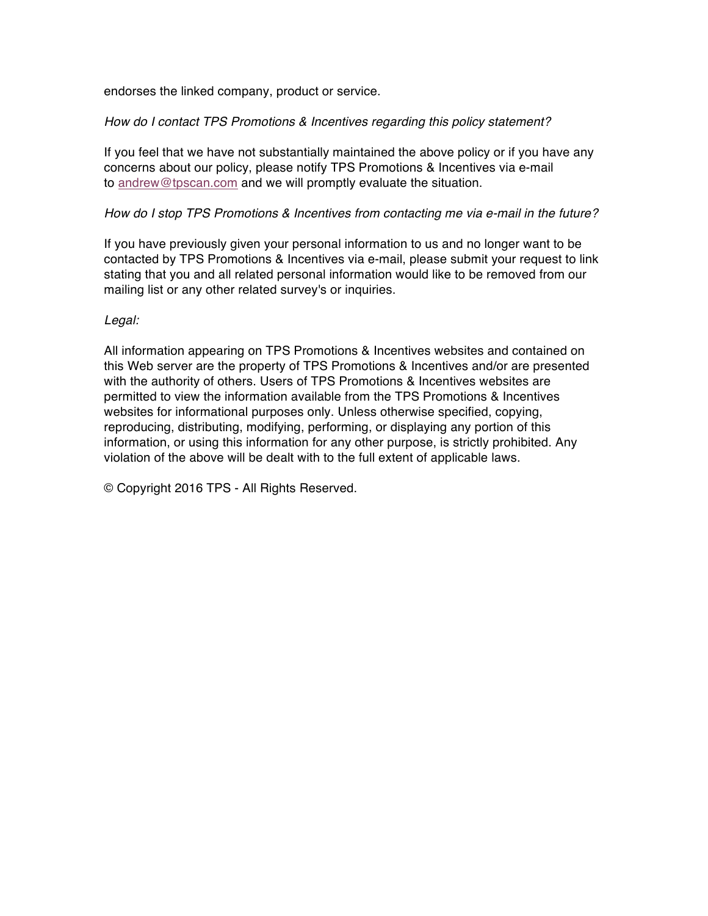endorses the linked company, product or service.

*How do I contact TPS Promotions & Incentives regarding this policy statement?*

If you feel that we have not substantially maintained the above policy or if you have any concerns about our policy, please notify TPS Promotions & Incentives via e-mail to andrew@tpscan.com and we will promptly evaluate the situation.

*How do I stop TPS Promotions & Incentives from contacting me via e-mail in the future?*

If you have previously given your personal information to us and no longer want to be contacted by TPS Promotions & Incentives via e-mail, please submit your request to link stating that you and all related personal information would like to be removed from our mailing list or any other related survey's or inquiries.

*Legal:*

All information appearing on TPS Promotions & Incentives websites and contained on this Web server are the property of TPS Promotions & Incentives and/or are presented with the authority of others. Users of TPS Promotions & Incentives websites are permitted to view the information available from the TPS Promotions & Incentives websites for informational purposes only. Unless otherwise specified, copying, reproducing, distributing, modifying, performing, or displaying any portion of this information, or using this information for any other purpose, is strictly prohibited. Any violation of the above will be dealt with to the full extent of applicable laws.

© Copyright 2016 TPS - All Rights Reserved.